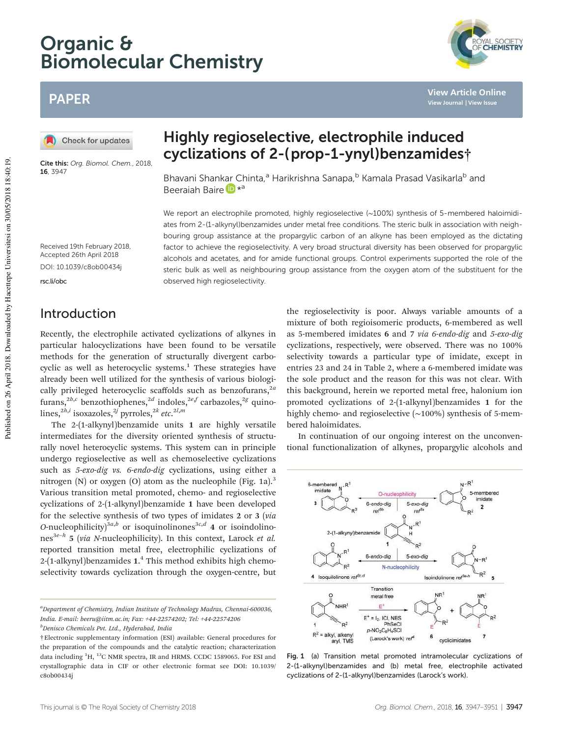# Highly regioselective, electrophile induced cyclizations of 2-(prop-1-ynyl)benzamides†

Bhavani Shankar Chinta,[a] Harikrishna Sanapa,[b] Kamala Prasad Vasikarla[b] and Beeraiah Baire *[a]

Cite this: *Org. Biomol. Chem.*, 2018, **16**, 3947

Received 19th February 2018, Accepted 26th April 2018

DOI: 10.1039/c8ob00434j

rsc.li/obc

We report an electrophile promoted, highly regioselective (~100%) synthesis of 5-membered haloimidiates from 2-(1-alkynyl)benzamides under metal free conditions. The steric bulk in association with neighbouring group assistance at the propargylic carbon of an alkyne has been employed as the dictating factor to achieve the regioselectivity. A very broad structural diversity has been observed for propargylic alcohols and acetates, and for amide functional groups. Control experiments supported the role of the steric bulk as well as neighbouring group assistance from the oxygen atom of the substituent for the observed high regioselectivity.

## Introduction

Recently, the electrophile activated cyclizations of alkynes in particular halocyclizations have been found to be versatile methods for the generation of structurally divergent carbocyclic as well as heterocyclic systems.[1] These strategies have already been well utilized for the synthesis of various biologically privileged heterocyclic scaffolds such as benzofurans,[2a] furans,[2b,c] benzothiophenes,[2d] indoles,[2e,f] carbazoles,[2g] quinolines,[2h,i] isoxazoles,[2j] pyrroles,[2k] *etc.*[2l,m]

The 2-(1-alkynyl)benzamide units **1** are highly versatile intermediates for the diversity oriented synthesis of structurally novel heterocyclic systems. This system can in principle undergo regioselective as well as chemoselective cyclizations such as *5-exo-dig vs. 6-endo-dig* cyclizations, using either a nitrogen (N) or oxygen (O) atom as the nucleophile (Fig. 1a).[3] Various transition metal promoted, chemo- and regioselective cyclizations of 2-(1-alkynyl)benzamide **1** have been developed for the selective synthesis of two types of imidates **2** or **3** (*via O*-nucleophilicity)[3a,b] or isoquinolinones[3c,d] **4** or isoindolinones[3e–h] **5** (*via N*-nucleophilicity). In this context, Larock *et al.* reported transition metal free, electrophilic cyclizations of 2-(1-alkynyl)benzamides **1**.[4] This method exhibits high chemoselectivity towards cyclization through the oxygen-centre, but the regioselectivity is poor. Always variable amounts of a mixture of both regioisomeric products, 6-membered as well as 5-membered imidates **6** and **7** *via 6-endo-dig* and *5-exo-dig* cyclizations, respectively, were observed. There was no 100% selectivity towards a particular type of imidate, except in entries 23 and 24 in Table 2, where a 6-membered imidate was the sole product and the reason for this was not clear. With this background, herein we reported metal free, halonium ion promoted cyclizations of 2-(1-alkynyl)benzamides **1** for the highly chemo- and regioselective (~100%) synthesis of 5-membered haloimidates.

In continuation of our ongoing interest on the unconventional functionalization of alkynes, propargylic alcohols and

Fig. 1 (a) Transition metal promoted intramolecular cyclizations of 2-(1-alkynyl)benzamides and (b) metal free, electrophile activated cyclizations of 2-(1-alkynyl)benzamides (Larock's work).

[a]Department of Chemistry, Indian Institute of Technology Madras, Chennai-600036, India. E-mail: beeru@iitm.ac.in; Fax: +44-22574202; Tel: +44-22574206

[b]Denisco Chemicals Pvt. Ltd., Hyderabad, India

†Electronic supplementary information (ESI) available: General procedures for the preparation of the compounds and the catalytic reaction; characterization data including $^{1}H$, $^{13}C$ NMR spectra, IR and HRMS. CCDC 1589065. For ESI and crystallographic data in CIF or other electronic format see DOI: 10.1039/c8ob00434j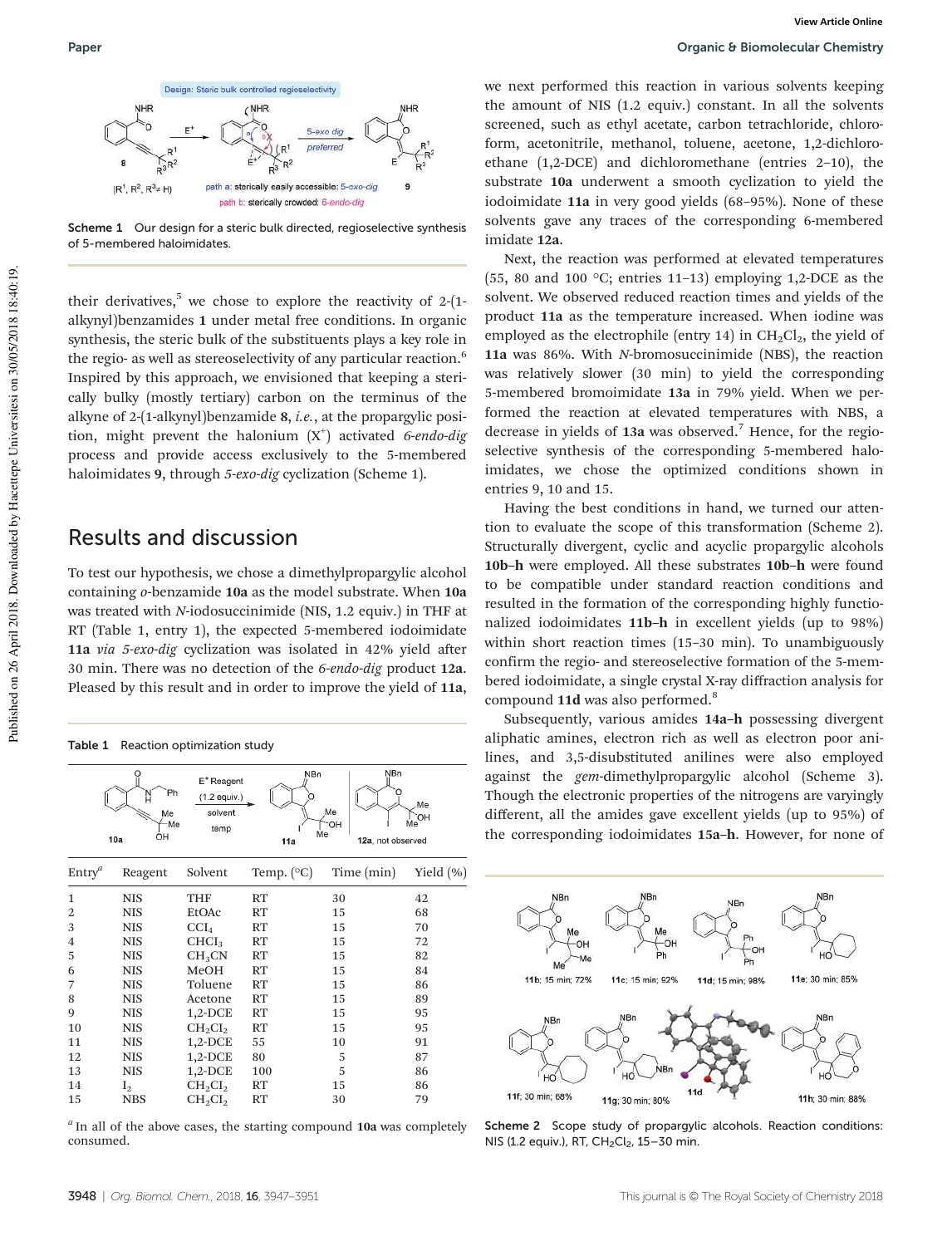Scheme 1 Our design for a steric bulk directed, regioselective synthesis of 5-membered haloimidates.

their derivatives,[5] we chose to explore the reactivity of 2-(1-alkynyl)benzamides **1** under metal free conditions. In organic synthesis, the steric bulk of the substituents plays a key role in the regio- as well as stereoselectivity of any particular reaction.[6] Inspired by this approach, we envisioned that keeping a sterically bulky (mostly tertiary) carbon on the terminus of the alkyne of 2-(1-alkynyl)benzamide **8**, *i.e.*, at the propargylic position, might prevent the halonium ($X^+$) activated *6-endo-dig* process and provide access exclusively to the 5-membered haloimidates **9**, through *5-exo-dig* cyclization (Scheme 1).

## Results and discussion

To test our hypothesis, we chose a dimethylpropargylic alcohol containing *o*-benzamide **10a** as the model substrate. When **10a** was treated with *N*-iodosuccinimide (NIS, 1.2 equiv.) in THF at RT (Table 1, entry 1), the expected 5-membered iodoimidate **11a** *via 5-exo-dig* cyclization was isolated in 42% yield after 30 min. There was no detection of the *6-endo-dig* product **12a**. Pleased by this result and in order to improve the yield of **11a**,

Table 1 Reaction optimization study

| Entry[a] | Reagent | Solvent | Temp. (°C) | Time (min) | Yield (%) |
|---|---|---|---|---|---|
| 1 | NIS | THF | RT | 30 | 42 |
| 2 | NIS | EtOAc | RT | 15 | 68 |
| 3 | NIS | $CCl_4$ | RT | 15 | 70 |
| 4 | NIS | $CHCl_3$ | RT | 15 | 72 |
| 5 | NIS | $CH_3CN$ | RT | 15 | 82 |
| 6 | NIS | MeOH | RT | 15 | 84 |
| 7 | NIS | Toluene | RT | 15 | 86 |
| 8 | NIS | Acetone | RT | 15 | 89 |
| 9 | NIS | 1,2-DCE | RT | 15 | 95 |
| 10 | NIS | $CH_2Cl_2$ | RT | 15 | 95 |
| 11 | NIS | 1,2-DCE | 55 | 10 | 91 |
| 12 | NIS | 1,2-DCE | 80 | 5 | 87 |
| 13 | NIS | 1,2-DCE | 100 | 5 | 86 |
| 14 | $I_2$ | $CH_2Cl_2$ | RT | 15 | 86 |
| 15 | NBS | $CH_2Cl_2$ | RT | 30 | 79 |

[a] In all of the above cases, the starting compound **10a** was completely consumed.

we next performed this reaction in various solvents keeping the amount of NIS (1.2 equiv.) constant. In all the solvents screened, such as ethyl acetate, carbon tetrachloride, chloroform, acetonitrile, methanol, toluene, acetone, 1,2-dichloroethane (1,2-DCE) and dichloromethane (entries 2–10), the substrate **10a** underwent a smooth cyclization to yield the iodoimidate **11a** in very good yields (68–95%). None of these solvents gave any traces of the corresponding 6-membered imidate **12a**.

Next, the reaction was performed at elevated temperatures (55, 80 and 100 °C; entries 11–13) employing 1,2-DCE as the solvent. We observed reduced reaction times and yields of the product **11a** as the temperature increased. When iodine was employed as the electrophile (entry 14) in $CH_2Cl_2$, the yield of **11a** was 86%. With *N*-bromosuccinimide (NBS), the reaction was relatively slower (30 min) to yield the corresponding 5-membered bromoimidate **13a** in 79% yield. When we performed the reaction at elevated temperatures with NBS, a decrease in yields of **13a** was observed.[7] Hence, for the regioselective synthesis of the corresponding 5-membered haloimidates, we chose the optimized conditions shown in entries 9, 10 and 15.

Having the best conditions in hand, we turned our attention to evaluate the scope of this transformation (Scheme 2). Structurally divergent, cyclic and acyclic propargylic alcohols **10b–h** were employed. All these substrates **10b–h** were found to be compatible under standard reaction conditions and resulted in the formation of the corresponding highly functionalized iodoimidates **11b–h** in excellent yields (up to 98%) within short reaction times (15–30 min). To unambiguously confirm the regio- and stereoselective formation of the 5-membered iodoimidate, a single crystal X-ray diffraction analysis for compound **11d** was also performed.[8]

Subsequently, various amides **14a–h** possessing divergent aliphatic amines, electron rich as well as electron poor anilines, and 3,5-disubstituted anilines were also employed against the *gem*-dimethylpropargylic alcohol (Scheme 3). Though the electronic properties of the nitrogens are varyingly different, all the amides gave excellent yields (up to 95%) of the corresponding iodoimidates **15a–h**. However, for none of

Scheme 2 Scope study of propargylic alcohols. Reaction conditions: NIS (1.2 equiv.), RT, $CH_2Cl_2$, 15–30 min.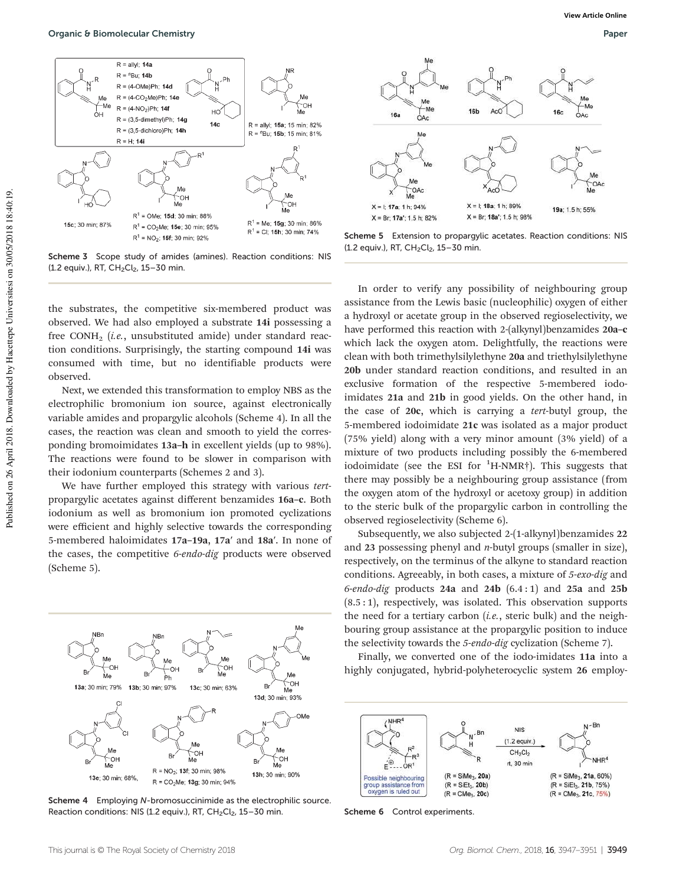Scheme 3 Scope study of amides (amines). Reaction conditions: NIS (1.2 equiv.), RT, $CH_2Cl_2$, 15–30 min.

the substrates, the competitive six-membered product was observed. We had also employed a substrate **14i** possessing a free $CONH_2$ (*i.e.*, unsubstituted amide) under standard reaction conditions. Surprisingly, the starting compound **14i** was consumed with time, but no identifiable products were observed.

Next, we extended this transformation to employ NBS as the electrophilic bromonium ion source, against electronically variable amides and propargylic alcohols (Scheme 4). In all the cases, the reaction was clean and smooth to yield the corresponding bromoimidates **13a–h** in excellent yields (up to 98%). The reactions were found to be slower in comparison with their iodonium counterparts (Schemes 2 and 3).

We have further employed this strategy with various *tert*-propargylic acetates against different benzamides **16a–c**. Both iodonium as well as bromonium ion promoted cyclizations were efficient and highly selective towards the corresponding 5-membered haloimidates **17a–19a**, **17a′** and **18a′**. In none of the cases, the competitive *6-endo-dig* products were observed (Scheme 5).

Scheme 4 Employing *N*-bromosuccinimide as the electrophilic source. Reaction conditions: NIS (1.2 equiv.), RT, $CH_2Cl_2$, 15–30 min.

Scheme 5 Extension to propargylic acetates. Reaction conditions: NIS (1.2 equiv.), RT, $CH_2Cl_2$, 15–30 min.

In order to verify any possibility of neighbouring group assistance from the Lewis basic (nucleophilic) oxygen of either a hydroxyl or acetate group in the observed regioselectivity, we have performed this reaction with 2-(alkynyl)benzamides **20a–c** which lack the oxygen atom. Delightfully, the reactions were clean with both trimethylsilylethyne **20a** and triethylsilylethyne **20b** under standard reaction conditions, and resulted in an exclusive formation of the respective 5-membered iodoimidates **21a** and **21b** in good yields. On the other hand, in the case of **20c**, which is carrying a *tert*-butyl group, the 5-membered iodoimidate **21c** was isolated as a major product (75% yield) along with a very minor amount (3% yield) of a mixture of two products including possibly the 6-membered iodoimidate (see the ESI for $^1$H-NMR†). This suggests that there may possibly be a neighbouring group assistance (from the oxygen atom of the hydroxyl or acetoxy group) in addition to the steric bulk of the propargylic carbon in controlling the observed regioselectivity (Scheme 6).

Subsequently, we also subjected 2-(1-alkynyl)benzamides **22** and **23** possessing phenyl and *n*-butyl groups (smaller in size), respectively, on the terminus of the alkyne to standard reaction conditions. Agreeably, in both cases, a mixture of *5-exo-dig* and *6-endo-dig* products **24a** and **24b** (6.4 : 1) and **25a** and **25b** (8.5 : 1), respectively, was isolated. This observation supports the need for a tertiary carbon (*i.e.*, steric bulk) and the neighbouring group assistance at the propargylic position to induce the selectivity towards the *5-endo-dig* cyclization (Scheme 7).

Finally, we converted one of the iodo-imidates **11a** into a highly conjugated, hybrid-polyheterocyclic system **26** employ-

Scheme 6 Control experiments.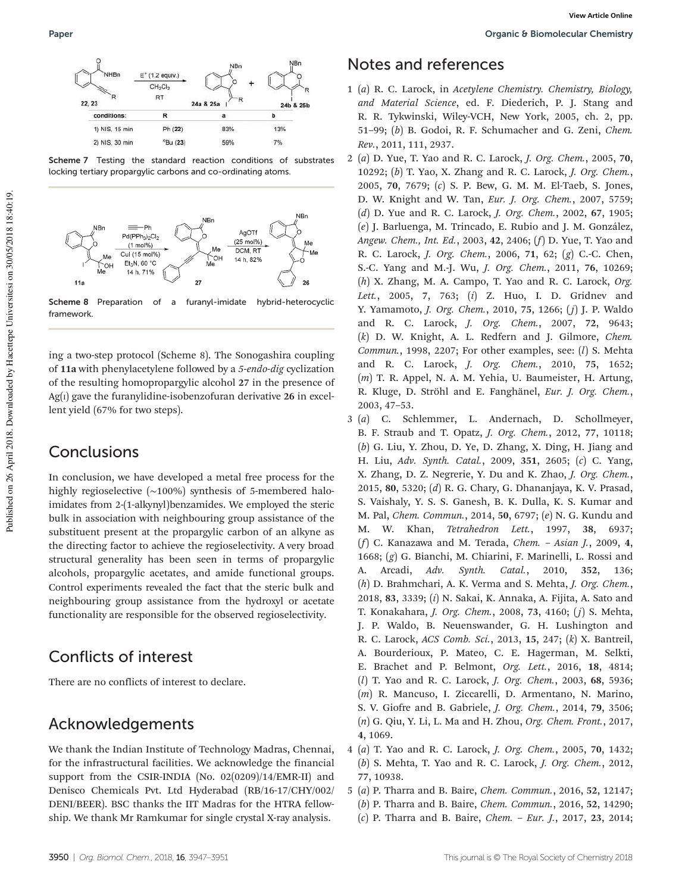| conditions: | R | a | b |
| --- | --- | --- | --- |
| 1) NIS, 15 min | Ph (22) | 83% | 13% |
| 2) NIS, 30 min | $^n$Bu (23) | 59% | 7% |

Scheme 7 Testing the standard reaction conditions of substrates locking tertiary propargylic carbons and co-ordinating atoms.

Scheme 8 Preparation of a furanyl-imidate hybrid-heterocyclic framework.

ing a two-step protocol (Scheme 8). The Sonogashira coupling of **11a** with phenylacetylene followed by a *5-endo-dig* cyclization of the resulting homopropargylic alcohol **27** in the presence of Ag(I) gave the furanylidine-isobenzofuran derivative **26** in excellent yield (67% for two steps).

## Conclusions

In conclusion, we have developed a metal free process for the highly regioselective (~100%) synthesis of 5-membered halo-imidates from 2-(1-alkynyl)benzamides. We employed the steric bulk in association with neighbouring group assistance of the substituent present at the propargylic carbon of an alkyne as the directing factor to achieve the regioselectivity. A very broad structural generality has been seen in terms of propargylic alcohols, propargylic acetates, and amide functional groups. Control experiments revealed the fact that the steric bulk and neighbouring group assistance from the hydroxyl or acetate functionality are responsible for the observed regioselectivity.

## Conflicts of interest

There are no conflicts of interest to declare.

## Acknowledgements

We thank the Indian Institute of Technology Madras, Chennai, for the infrastructural facilities. We acknowledge the financial support from the CSIR-INDIA (No. 02(0209)/14/EMR-II) and Denisco Chemicals Pvt. Ltd Hyderabad (RB/16-17/CHY/002/DENI/BEER). BSC thanks the IIT Madras for the HTRA fellowship. We thank Mr Ramkumar for single crystal X-ray analysis.

## Notes and references

1 (*a*) R. C. Larock, in *Acetylene Chemistry. Chemistry, Biology, and Material Science*, ed. F. Diederich, P. J. Stang and R. R. Tykwinski, Wiley-VCH, New York, 2005, ch. 2, pp. 51–99; (*b*) B. Godoi, R. F. Schumacher and G. Zeni, *Chem. Rev.*, 2011, 111, 2937.

2 (*a*) D. Yue, T. Yao and R. C. Larock, *J. Org. Chem.*, 2005, **70**, 10292; (*b*) T. Yao, X. Zhang and R. C. Larock, *J. Org. Chem.*, 2005, **70**, 7679; (*c*) S. P. Bew, G. M. M. El-Taeb, S. Jones, D. W. Knight and W. Tan, *Eur. J. Org. Chem.*, 2007, 5759; (*d*) D. Yue and R. C. Larock, *J. Org. Chem.*, 2002, **67**, 1905; (*e*) J. Barluenga, M. Trincado, E. Rubio and J. M. González, *Angew. Chem., Int. Ed.*, 2003, **42**, 2406; (*f*) D. Yue, T. Yao and R. C. Larock, *J. Org. Chem.*, 2006, **71**, 62; (*g*) C.-C. Chen, S.-C. Yang and M.-J. Wu, *J. Org. Chem.*, 2011, **76**, 10269; (*h*) X. Zhang, M. A. Campo, T. Yao and R. C. Larock, *Org. Lett.*, 2005, **7**, 763; (*i*) Z. Huo, I. D. Gridnev and Y. Yamamoto, *J. Org. Chem.*, 2010, **75**, 1266; (*j*) J. P. Waldo and R. C. Larock, *J. Org. Chem.*, 2007, **72**, 9643; (*k*) D. W. Knight, A. L. Redfern and J. Gilmore, *Chem. Commun.*, 1998, 2207; For other examples, see: (*l*) S. Mehta and R. C. Larock, *J. Org. Chem.*, 2010, **75**, 1652; (*m*) T. R. Appel, N. A. M. Yehia, U. Baumeister, H. Artung, R. Kluge, D. Ströhl and E. Fanghänel, *Eur. J. Org. Chem.*, 2003, 47–53.

3 (*a*) C. Schlemmer, L. Andernach, D. Schollmeyer, B. F. Straub and T. Opatz, *J. Org. Chem.*, 2012, **77**, 10118; (*b*) G. Liu, Y. Zhou, D. Ye, D. Zhang, X. Ding, H. Jiang and H. Liu, *Adv. Synth. Catal.*, 2009, **351**, 2605; (*c*) C. Yang, X. Zhang, D. Z. Negrerie, Y. Du and K. Zhao, *J. Org. Chem.*, 2015, **80**, 5320; (*d*) R. G. Chary, G. Dhananjaya, K. V. Prasad, S. Vaishaly, Y. S. S. Ganesh, B. K. Dulla, K. S. Kumar and M. Pal, *Chem. Commun.*, 2014, **50**, 6797; (*e*) N. G. Kundu and M. W. Khan, *Tetrahedron Lett.*, 1997, **38**, 6937; (*f*) C. Kanazawa and M. Terada, *Chem. – Asian J.*, 2009, **4**, 1668; (*g*) G. Bianchi, M. Chiarini, F. Marinelli, L. Rossi and A. Arcadi, *Adv. Synth. Catal.*, 2010, **352**, 136; (*h*) D. Brahmchari, A. K. Verma and S. Mehta, *J. Org. Chem.*, 2018, **83**, 3339; (*i*) N. Sakai, K. Annaka, A. Fijita, A. Sato and T. Konakahara, *J. Org. Chem.*, 2008, **73**, 4160; (*j*) S. Mehta, J. P. Waldo, B. Neuenswander, G. H. Lushington and R. C. Larock, *ACS Comb. Sci.*, 2013, **15**, 247; (*k*) X. Bantreil, A. Bourderioux, P. Mateo, C. E. Hagerman, M. Selkti, E. Brachet and P. Belmont, *Org. Lett.*, 2016, **18**, 4814; (*l*) T. Yao and R. C. Larock, *J. Org. Chem.*, 2003, **68**, 5936; (*m*) R. Mancuso, I. Ziccarelli, D. Armentano, N. Marino, S. V. Giofre and B. Gabriele, *J. Org. Chem.*, 2014, **79**, 3506; (*n*) G. Qiu, Y. Li, L. Ma and H. Zhou, *Org. Chem. Front.*, 2017, **4**, 1069.

4 (*a*) T. Yao and R. C. Larock, *J. Org. Chem.*, 2005, **70**, 1432; (*b*) S. Mehta, T. Yao and R. C. Larock, *J. Org. Chem.*, 2012, **77**, 10938.

5 (*a*) P. Tharra and B. Baire, *Chem. Commun.*, 2016, **52**, 12147; (*b*) P. Tharra and B. Baire, *Chem. Commun.*, 2016, **52**, 14290; (*c*) P. Tharra and B. Baire, *Chem. – Eur. J.*, 2017, **23**, 2014;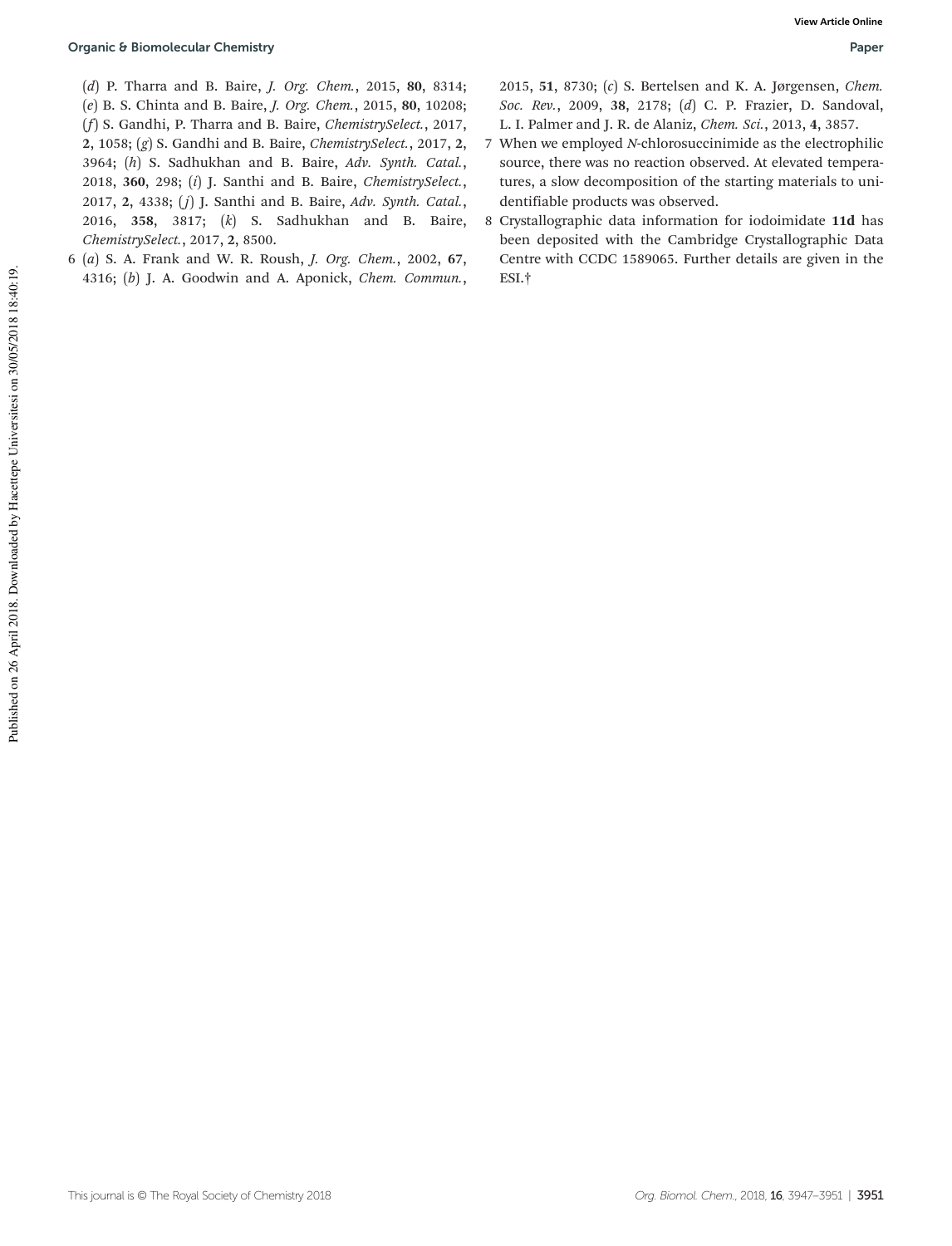(*d*) P. Tharra and B. Baire, *J. Org. Chem.*, 2015, **80**, 8314; (*e*) B. S. Chinta and B. Baire, *J. Org. Chem.*, 2015, **80**, 10208; (*f*) S. Gandhi, P. Tharra and B. Baire, *ChemistrySelect.*, 2017, **2**, 1058; (*g*) S. Gandhi and B. Baire, *ChemistrySelect.*, 2017, **2**, 3964; (*h*) S. Sadhukhan and B. Baire, *Adv. Synth. Catal.*, 2018, **360**, 298; (*i*) J. Santhi and B. Baire, *ChemistrySelect.*, 2017, **2**, 4338; (*j*) J. Santhi and B. Baire, *Adv. Synth. Catal.*, 2016, **358**, 3817; (*k*) S. Sadhukhan and B. Baire, *ChemistrySelect.*, 2017, **2**, 8500.

6 (*a*) S. A. Frank and W. R. Roush, *J. Org. Chem.*, 2002, **67**, 4316; (*b*) J. A. Goodwin and A. Aponick, *Chem. Commun.*, 2015, **51**, 8730; (*c*) S. Bertelsen and K. A. Jørgensen, *Chem. Soc. Rev.*, 2009, **38**, 2178; (*d*) C. P. Frazier, D. Sandoval, L. I. Palmer and J. R. de Alaniz, *Chem. Sci.*, 2013, **4**, 3857.

7 When we employed *N*-chlorosuccinimide as the electrophilic source, there was no reaction observed. At elevated temperatures, a slow decomposition of the starting materials to unidentifiable products was observed.

8 Crystallographic data information for iodoimidate **11d** has been deposited with the Cambridge Crystallographic Data Centre with CCDC 1589065. Further details are given in the ESI.†